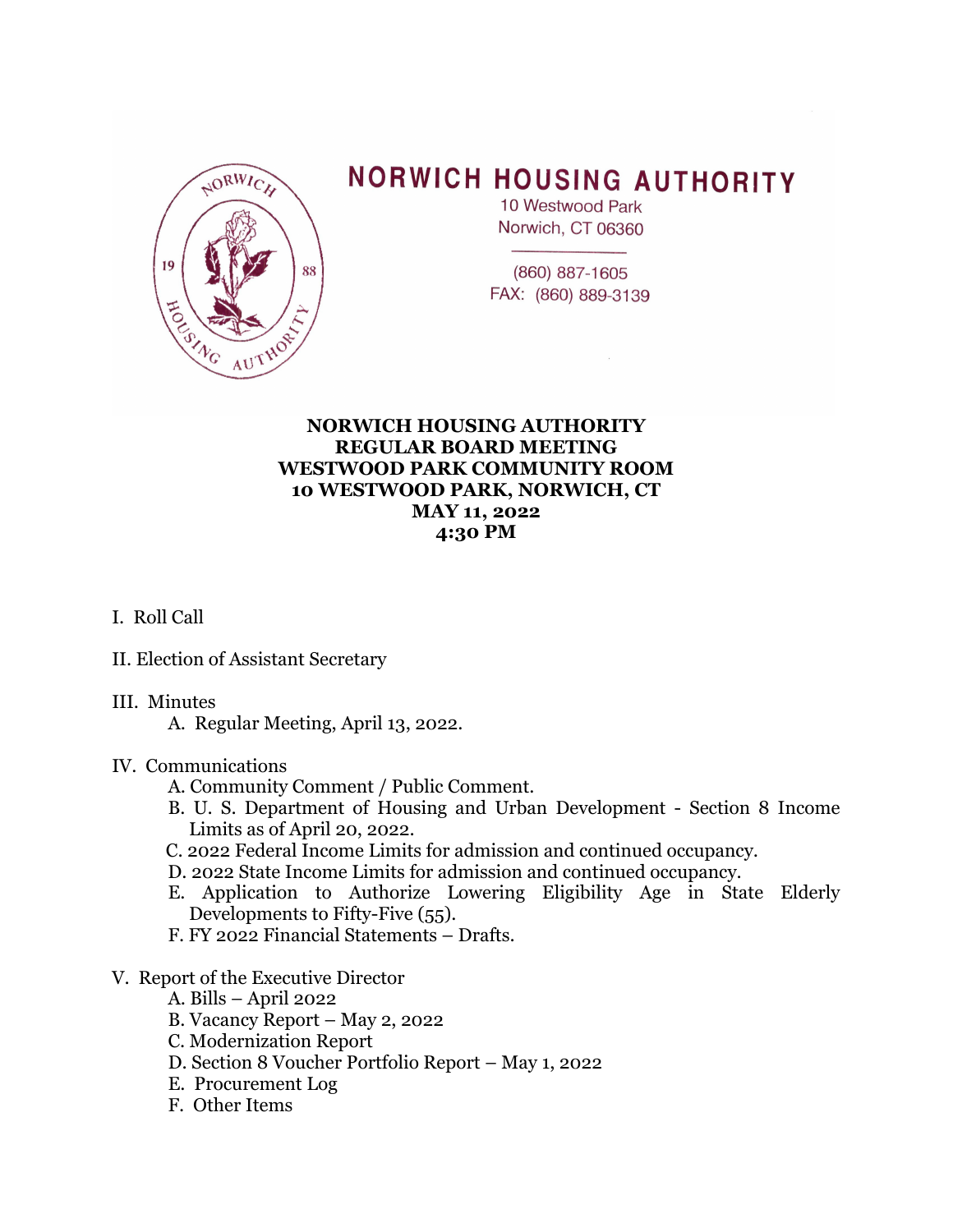# NORWICH HOUSING AUTHORITY

10 Westwood Park
Norwich, CT 06360

(860) 887-1605
FAX: (860) 889-3139

**NORWICH HOUSING AUTHORITY**
**REGULAR BOARD MEETING**
**WESTWOOD PARK COMMUNITY ROOM**
**10 WESTWOOD PARK, NORWICH, CT**
**MAY 11, 2022**
**4:30 PM**

I. Roll Call

II. Election of Assistant Secretary

III. Minutes
- A. Regular Meeting, April 13, 2022.

IV. Communications
- A. Community Comment / Public Comment.
- B. U. S. Department of Housing and Urban Development - Section 8 Income Limits as of April 20, 2022.
- C. 2022 Federal Income Limits for admission and continued occupancy.
- D. 2022 State Income Limits for admission and continued occupancy.
- E. Application to Authorize Lowering Eligibility Age in State Elderly Developments to Fifty-Five (55).
- F. FY 2022 Financial Statements – Drafts.

V. Report of the Executive Director
- A. Bills – April 2022
- B. Vacancy Report – May 2, 2022
- C. Modernization Report
- D. Section 8 Voucher Portfolio Report – May 1, 2022
- E. Procurement Log
- F. Other Items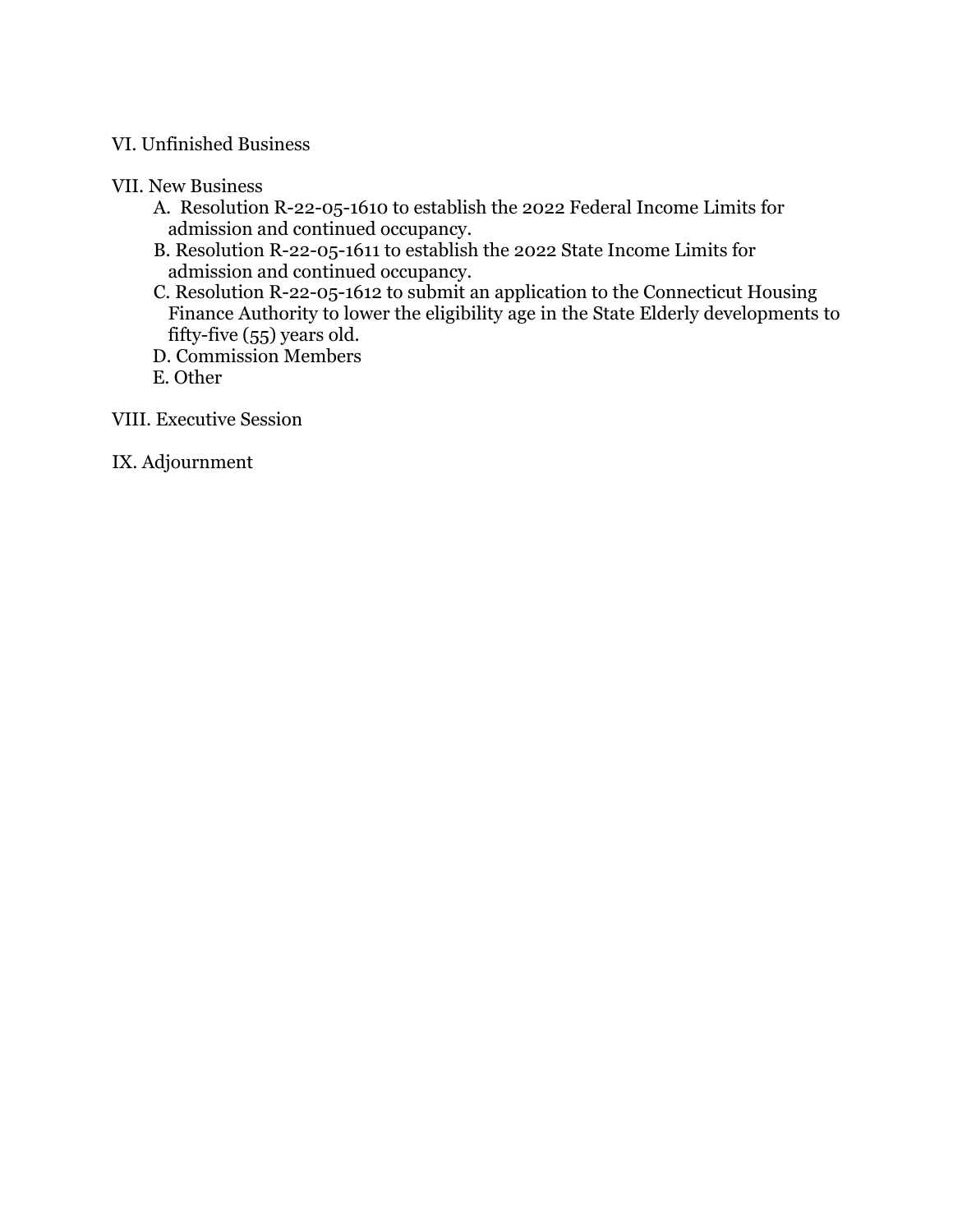VI. Unfinished Business

VII. New Business

- A. Resolution R-22-05-1610 to establish the 2022 Federal Income Limits for admission and continued occupancy.
- B. Resolution R-22-05-1611 to establish the 2022 State Income Limits for admission and continued occupancy.
- C. Resolution R-22-05-1612 to submit an application to the Connecticut Housing Finance Authority to lower the eligibility age in the State Elderly developments to fifty-five (55) years old.
- D. Commission Members
- E. Other

VIII. Executive Session

IX. Adjournment